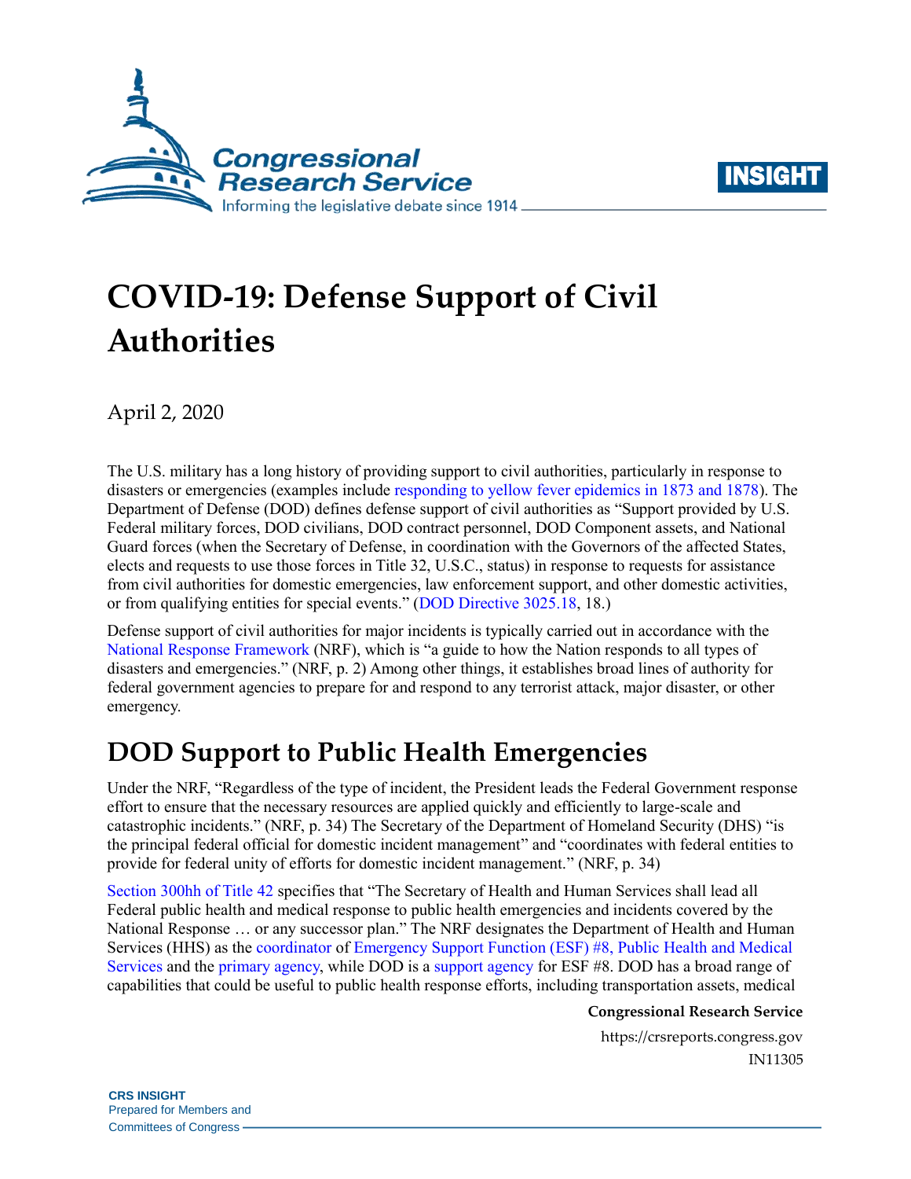# COVID-19: Defense Support of Civil Authorities

April 2, 2020

The U.S. military has a long history of providing support to civil authorities, particularly in response to disasters or emergencies (examples include responding to yellow fever epidemics in 1873 and 1878). The Department of Defense (DOD) defines defense support of civil authorities as "Support provided by U.S. Federal military forces, DOD civilians, DOD contract personnel, DOD Component assets, and National Guard forces (when the Secretary of Defense, in coordination with the Governors of the affected States, elects and requests to use those forces in Title 32, U.S.C., status) in response to requests for assistance from civil authorities for domestic emergencies, law enforcement support, and other domestic activities, or from qualifying entities for special events." (DOD Directive 3025.18, 18.)

Defense support of civil authorities for major incidents is typically carried out in accordance with the National Response Framework (NRF), which is "a guide to how the Nation responds to all types of disasters and emergencies." (NRF, p. 2) Among other things, it establishes broad lines of authority for federal government agencies to prepare for and respond to any terrorist attack, major disaster, or other emergency.

## DOD Support to Public Health Emergencies

Under the NRF, "Regardless of the type of incident, the President leads the Federal Government response effort to ensure that the necessary resources are applied quickly and efficiently to large-scale and catastrophic incidents." (NRF, p. 34) The Secretary of the Department of Homeland Security (DHS) "is the principal federal official for domestic incident management" and "coordinates with federal entities to provide for federal unity of efforts for domestic incident management." (NRF, p. 34)

Section 300hh of Title 42 specifies that "The Secretary of Health and Human Services shall lead all Federal public health and medical response to public health emergencies and incidents covered by the National Response … or any successor plan." The NRF designates the Department of Health and Human Services (HHS) as the coordinator of Emergency Support Function (ESF) #8, Public Health and Medical Services and the primary agency, while DOD is a support agency for ESF #8. DOD has a broad range of capabilities that could be useful to public health response efforts, including transportation assets, medical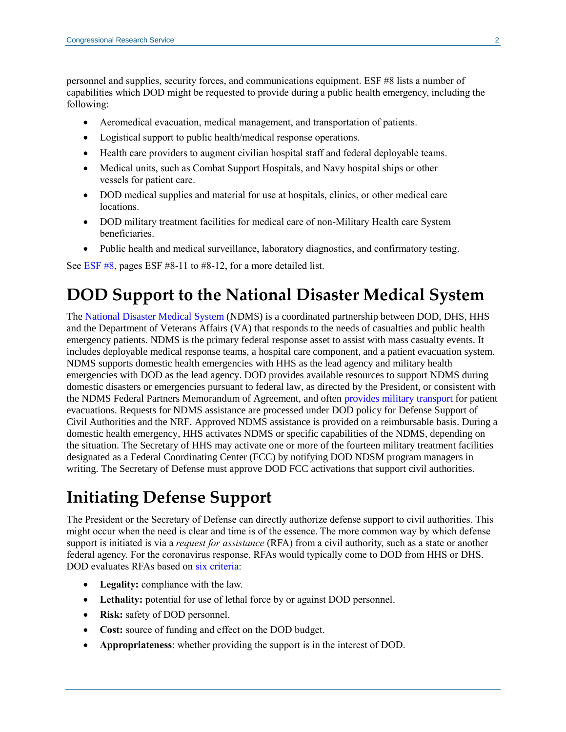personnel and supplies, security forces, and communications equipment. ESF #8 lists a number of capabilities which DOD might be requested to provide during a public health emergency, including the following:

- Aeromedical evacuation, medical management, and transportation of patients.
- Logistical support to public health/medical response operations.
- Health care providers to augment civilian hospital staff and federal deployable teams.
- Medical units, such as Combat Support Hospitals, and Navy hospital ships or other vessels for patient care.
- DOD medical supplies and material for use at hospitals, clinics, or other medical care locations.
- DOD military treatment facilities for medical care of non-Military Health care System beneficiaries.
- Public health and medical surveillance, laboratory diagnostics, and confirmatory testing.

See ESF #8, pages ESF #8-11 to #8-12, for a more detailed list.

# DOD Support to the National Disaster Medical System

The National Disaster Medical System (NDMS) is a coordinated partnership between DOD, DHS, HHS and the Department of Veterans Affairs (VA) that responds to the needs of casualties and public health emergency patients. NDMS is the primary federal response asset to assist with mass casualty events. It includes deployable medical response teams, a hospital care component, and a patient evacuation system. NDMS supports domestic health emergencies with HHS as the lead agency and military health emergencies with DOD as the lead agency. DOD provides available resources to support NDMS during domestic disasters or emergencies pursuant to federal law, as directed by the President, or consistent with the NDMS Federal Partners Memorandum of Agreement, and often provides military transport for patient evacuations. Requests for NDMS assistance are processed under DOD policy for Defense Support of Civil Authorities and the NRF. Approved NDMS assistance is provided on a reimbursable basis. During a domestic health emergency, HHS activates NDMS or specific capabilities of the NDMS, depending on the situation. The Secretary of HHS may activate one or more of the fourteen military treatment facilities designated as a Federal Coordinating Center (FCC) by notifying DOD NDSM program managers in writing. The Secretary of Defense must approve DOD FCC activations that support civil authorities.

# Initiating Defense Support

The President or the Secretary of Defense can directly authorize defense support to civil authorities. This might occur when the need is clear and time is of the essence. The more common way by which defense support is initiated is via a *request for assistance* (RFA) from a civil authority, such as a state or another federal agency. For the coronavirus response, RFAs would typically come to DOD from HHS or DHS. DOD evaluates RFAs based on six criteria:

- **Legality:** compliance with the law.
- **Lethality:** potential for use of lethal force by or against DOD personnel.
- **Risk:** safety of DOD personnel.
- **Cost:** source of funding and effect on the DOD budget.
- **Appropriateness**: whether providing the support is in the interest of DOD.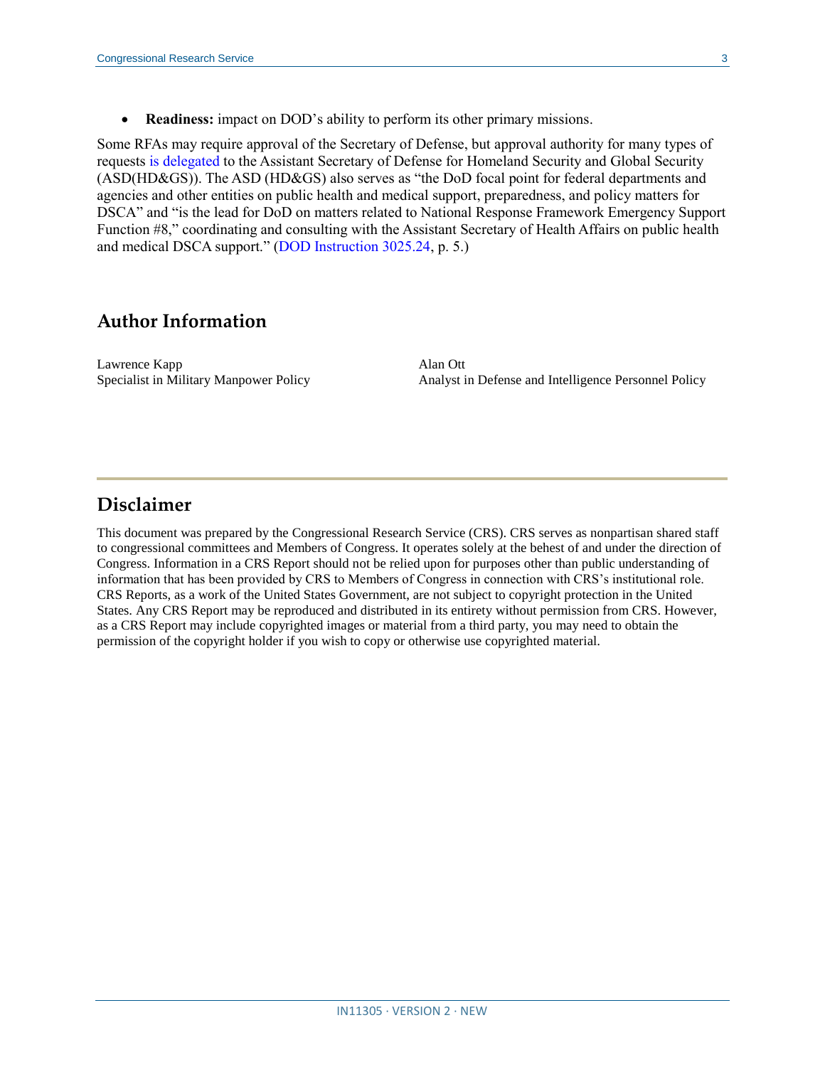- **Readiness:** impact on DOD's ability to perform its other primary missions.

Some RFAs may require approval of the Secretary of Defense, but approval authority for many types of requests is delegated to the Assistant Secretary of Defense for Homeland Security and Global Security (ASD(HD&GS)). The ASD (HD&GS) also serves as "the DoD focal point for federal departments and agencies and other entities on public health and medical support, preparedness, and policy matters for DSCA" and "is the lead for DoD on matters related to National Response Framework Emergency Support Function #8," coordinating and consulting with the Assistant Secretary of Health Affairs on public health and medical DSCA support." (DOD Instruction 3025.24, p. 5.)

## Author Information

Lawrence Kapp
Specialist in Military Manpower Policy

Alan Ott
Analyst in Defense and Intelligence Personnel Policy

## Disclaimer

This document was prepared by the Congressional Research Service (CRS). CRS serves as nonpartisan shared staff to congressional committees and Members of Congress. It operates solely at the behest of and under the direction of Congress. Information in a CRS Report should not be relied upon for purposes other than public understanding of information that has been provided by CRS to Members of Congress in connection with CRS's institutional role. CRS Reports, as a work of the United States Government, are not subject to copyright protection in the United States. Any CRS Report may be reproduced and distributed in its entirety without permission from CRS. However, as a CRS Report may include copyrighted images or material from a third party, you may need to obtain the permission of the copyright holder if you wish to copy or otherwise use copyrighted material.

IN11305 · VERSION 2 · NEW